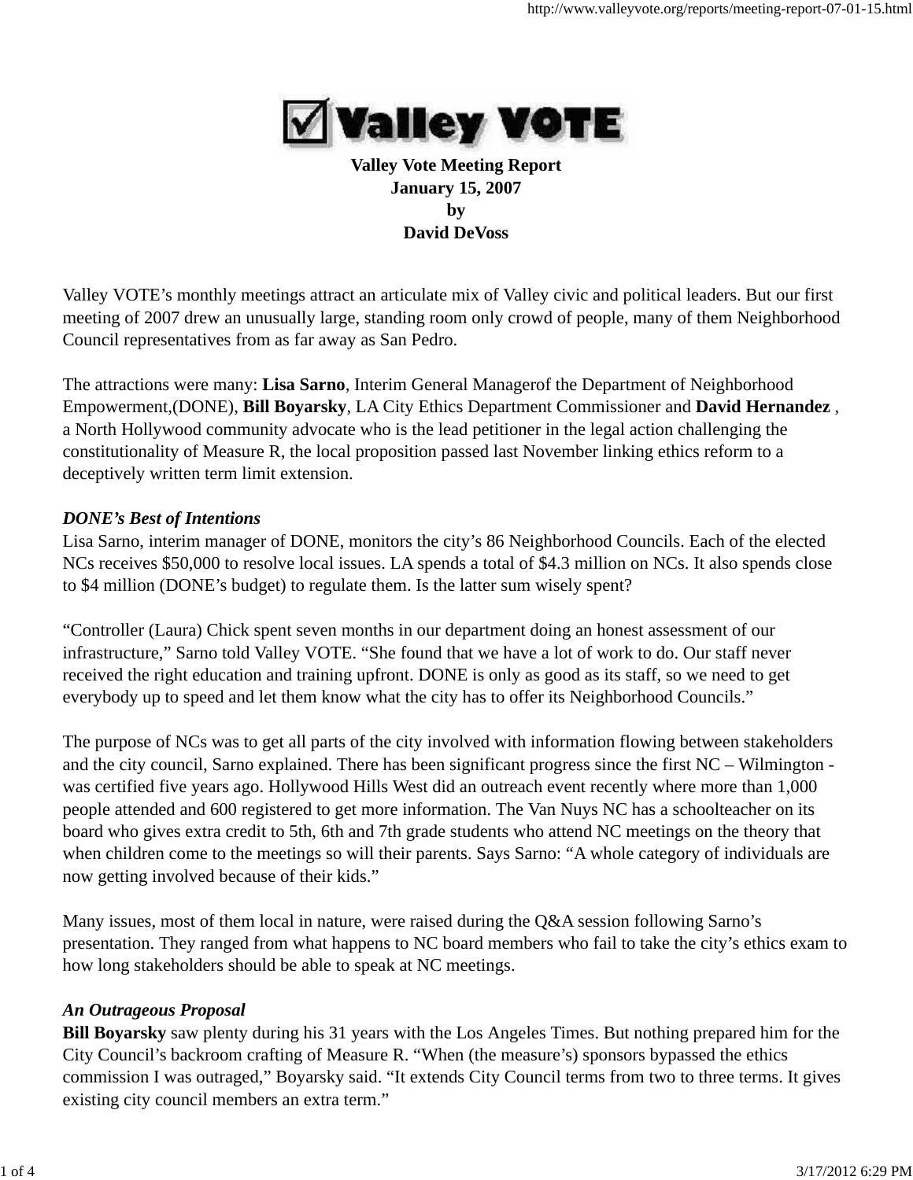# Valley VOTE

**Valley Vote Meeting Report**
**January 15, 2007**
**by**
**David DeVoss**

Valley VOTE's monthly meetings attract an articulate mix of Valley civic and political leaders. But our first meeting of 2007 drew an unusually large, standing room only crowd of people, many of them Neighborhood Council representatives from as far away as San Pedro.

The attractions were many: **Lisa Sarno**, Interim General Managerof the Department of Neighborhood Empowerment,(DONE), **Bill Boyarsky**, LA City Ethics Department Commissioner and **David Hernandez** , a North Hollywood community advocate who is the lead petitioner in the legal action challenging the constitutionality of Measure R, the local proposition passed last November linking ethics reform to a deceptively written term limit extension.

### *DONE's Best of Intentions*

Lisa Sarno, interim manager of DONE, monitors the city's 86 Neighborhood Councils. Each of the elected NCs receives $50,000 to resolve local issues. LA spends a total of $4.3 million on NCs. It also spends close to $4 million (DONE's budget) to regulate them. Is the latter sum wisely spent?

"Controller (Laura) Chick spent seven months in our department doing an honest assessment of our infrastructure," Sarno told Valley VOTE. "She found that we have a lot of work to do. Our staff never received the right education and training upfront. DONE is only as good as its staff, so we need to get everybody up to speed and let them know what the city has to offer its Neighborhood Councils."

The purpose of NCs was to get all parts of the city involved with information flowing between stakeholders and the city council, Sarno explained. There has been significant progress since the first NC – Wilmington - was certified five years ago. Hollywood Hills West did an outreach event recently where more than 1,000 people attended and 600 registered to get more information. The Van Nuys NC has a schoolteacher on its board who gives extra credit to 5th, 6th and 7th grade students who attend NC meetings on the theory that when children come to the meetings so will their parents. Says Sarno: "A whole category of individuals are now getting involved because of their kids."

Many issues, most of them local in nature, were raised during the Q&A session following Sarno's presentation. They ranged from what happens to NC board members who fail to take the city's ethics exam to how long stakeholders should be able to speak at NC meetings.

### *An Outrageous Proposal*

**Bill Boyarsky** saw plenty during his 31 years with the Los Angeles Times. But nothing prepared him for the City Council's backroom crafting of Measure R. "When (the measure's) sponsors bypassed the ethics commission I was outraged," Boyarsky said. "It extends City Council terms from two to three terms. It gives existing city council members an extra term."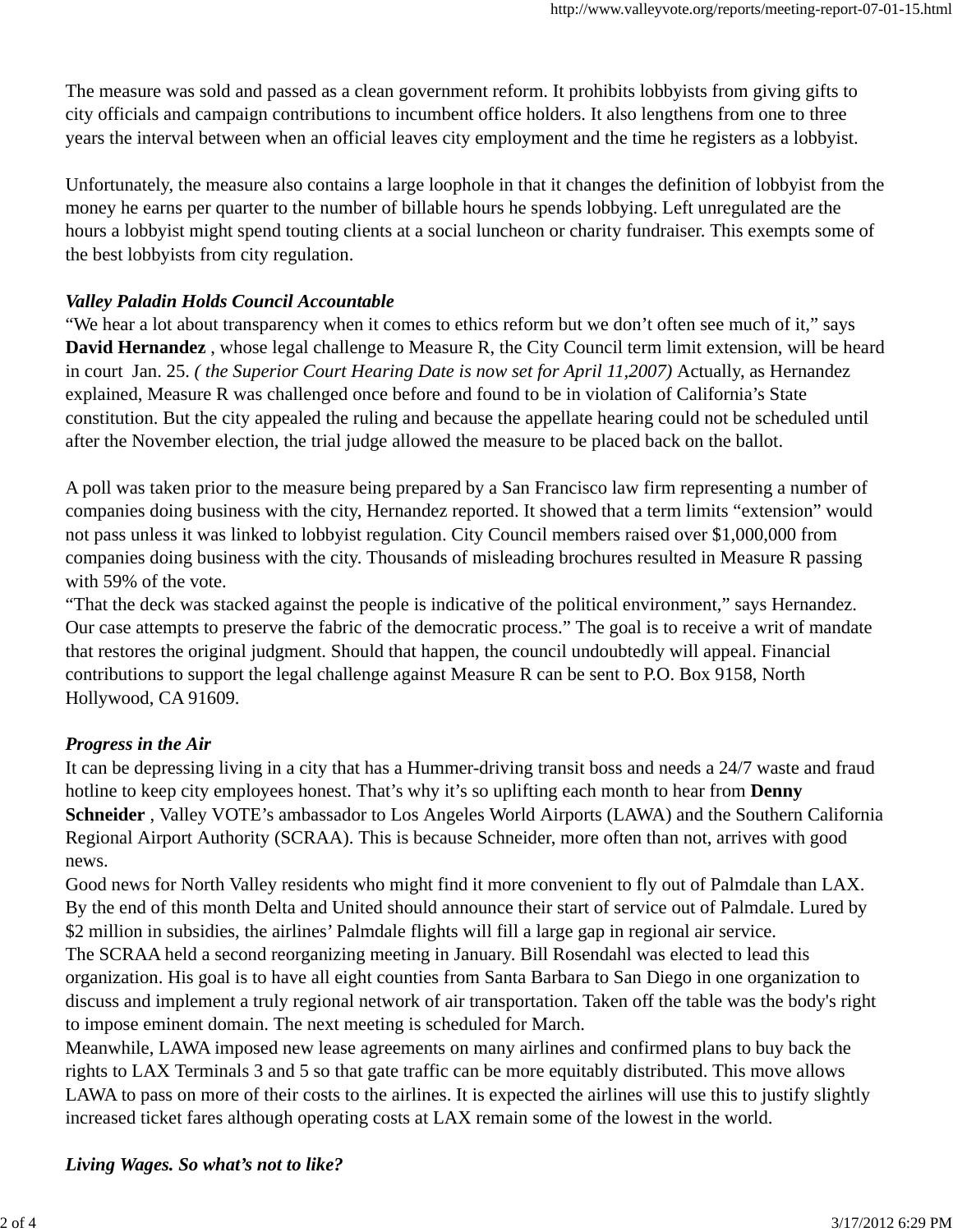The measure was sold and passed as a clean government reform. It prohibits lobbyists from giving gifts to city officials and campaign contributions to incumbent office holders. It also lengthens from one to three years the interval between when an official leaves city employment and the time he registers as a lobbyist.

Unfortunately, the measure also contains a large loophole in that it changes the definition of lobbyist from the money he earns per quarter to the number of billable hours he spends lobbying. Left unregulated are the hours a lobbyist might spend touting clients at a social luncheon or charity fundraiser. This exempts some of the best lobbyists from city regulation.

***Valley Paladin Holds Council Accountable***

"We hear a lot about transparency when it comes to ethics reform but we don't often see much of it," says **David Hernandez** , whose legal challenge to Measure R, the City Council term limit extension, will be heard in court Jan. 25. *( the Superior Court Hearing Date is now set for April 11,2007)* Actually, as Hernandez explained, Measure R was challenged once before and found to be in violation of California's State constitution. But the city appealed the ruling and because the appellate hearing could not be scheduled until after the November election, the trial judge allowed the measure to be placed back on the ballot.

A poll was taken prior to the measure being prepared by a San Francisco law firm representing a number of companies doing business with the city, Hernandez reported. It showed that a term limits "extension" would not pass unless it was linked to lobbyist regulation. City Council members raised over $1,000,000 from companies doing business with the city. Thousands of misleading brochures resulted in Measure R passing with 59% of the vote.

"That the deck was stacked against the people is indicative of the political environment," says Hernandez. Our case attempts to preserve the fabric of the democratic process." The goal is to receive a writ of mandate that restores the original judgment. Should that happen, the council undoubtedly will appeal. Financial contributions to support the legal challenge against Measure R can be sent to P.O. Box 9158, North Hollywood, CA 91609.

***Progress in the Air***

It can be depressing living in a city that has a Hummer-driving transit boss and needs a 24/7 waste and fraud hotline to keep city employees honest. That's why it's so uplifting each month to hear from **Denny Schneider** , Valley VOTE's ambassador to Los Angeles World Airports (LAWA) and the Southern California Regional Airport Authority (SCRAA). This is because Schneider, more often than not, arrives with good news.

Good news for North Valley residents who might find it more convenient to fly out of Palmdale than LAX. By the end of this month Delta and United should announce their start of service out of Palmdale. Lured by $2 million in subsidies, the airlines' Palmdale flights will fill a large gap in regional air service.

The SCRAA held a second reorganizing meeting in January. Bill Rosendahl was elected to lead this organization. His goal is to have all eight counties from Santa Barbara to San Diego in one organization to discuss and implement a truly regional network of air transportation. Taken off the table was the body's right to impose eminent domain. The next meeting is scheduled for March.

Meanwhile, LAWA imposed new lease agreements on many airlines and confirmed plans to buy back the rights to LAX Terminals 3 and 5 so that gate traffic can be more equitably distributed. This move allows LAWA to pass on more of their costs to the airlines. It is expected the airlines will use this to justify slightly increased ticket fares although operating costs at LAX remain some of the lowest in the world.

***Living Wages. So what's not to like?***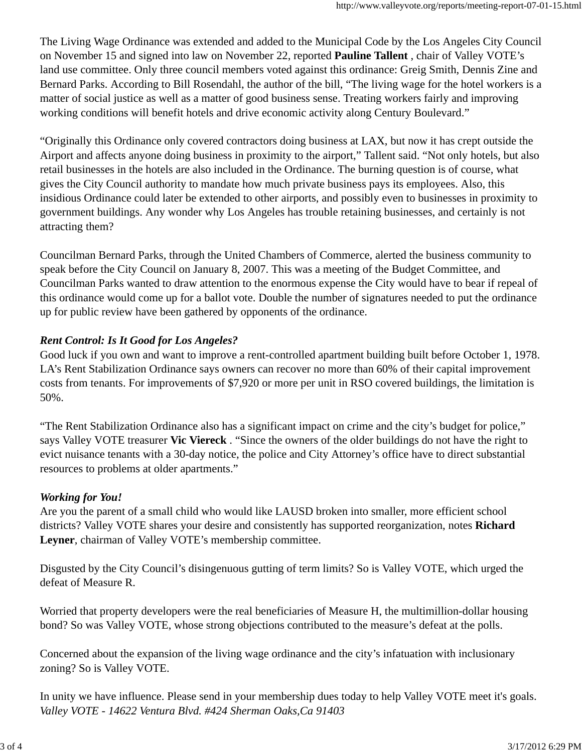The Living Wage Ordinance was extended and added to the Municipal Code by the Los Angeles City Council on November 15 and signed into law on November 22, reported **Pauline Tallent** , chair of Valley VOTE's land use committee. Only three council members voted against this ordinance: Greig Smith, Dennis Zine and Bernard Parks. According to Bill Rosendahl, the author of the bill, "The living wage for the hotel workers is a matter of social justice as well as a matter of good business sense. Treating workers fairly and improving working conditions will benefit hotels and drive economic activity along Century Boulevard."

"Originally this Ordinance only covered contractors doing business at LAX, but now it has crept outside the Airport and affects anyone doing business in proximity to the airport," Tallent said. "Not only hotels, but also retail businesses in the hotels are also included in the Ordinance. The burning question is of course, what gives the City Council authority to mandate how much private business pays its employees. Also, this insidious Ordinance could later be extended to other airports, and possibly even to businesses in proximity to government buildings. Any wonder why Los Angeles has trouble retaining businesses, and certainly is not attracting them?

Councilman Bernard Parks, through the United Chambers of Commerce, alerted the business community to speak before the City Council on January 8, 2007. This was a meeting of the Budget Committee, and Councilman Parks wanted to draw attention to the enormous expense the City would have to bear if repeal of this ordinance would come up for a ballot vote. Double the number of signatures needed to put the ordinance up for public review have been gathered by opponents of the ordinance.

***Rent Control: Is It Good for Los Angeles?***

Good luck if you own and want to improve a rent-controlled apartment building built before October 1, 1978. LA's Rent Stabilization Ordinance says owners can recover no more than 60% of their capital improvement costs from tenants. For improvements of $7,920 or more per unit in RSO covered buildings, the limitation is 50%.

"The Rent Stabilization Ordinance also has a significant impact on crime and the city's budget for police," says Valley VOTE treasurer **Vic Viereck** . "Since the owners of the older buildings do not have the right to evict nuisance tenants with a 30-day notice, the police and City Attorney's office have to direct substantial resources to problems at older apartments."

***Working for You!***

Are you the parent of a small child who would like LAUSD broken into smaller, more efficient school districts? Valley VOTE shares your desire and consistently has supported reorganization, notes **Richard Leyner**, chairman of Valley VOTE's membership committee.

Disgusted by the City Council's disingenuous gutting of term limits? So is Valley VOTE, which urged the defeat of Measure R.

Worried that property developers were the real beneficiaries of Measure H, the multimillion-dollar housing bond? So was Valley VOTE, whose strong objections contributed to the measure's defeat at the polls.

Concerned about the expansion of the living wage ordinance and the city's infatuation with inclusionary zoning? So is Valley VOTE.

In unity we have influence. Please send in your membership dues today to help Valley VOTE meet it's goals.
*Valley VOTE - 14622 Ventura Blvd. #424 Sherman Oaks,Ca 91403*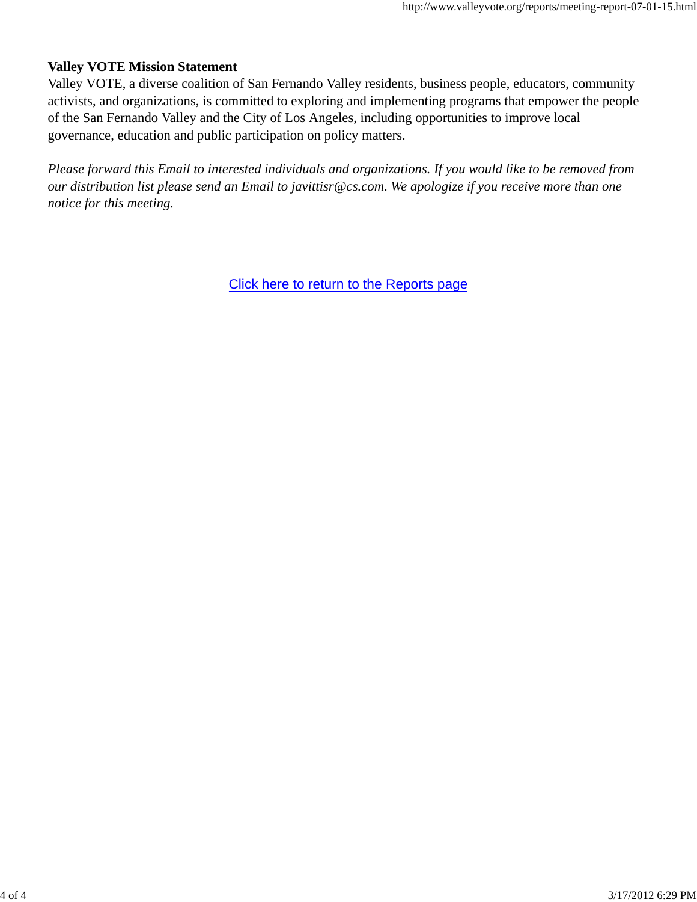**Valley VOTE Mission Statement**
Valley VOTE, a diverse coalition of San Fernando Valley residents, business people, educators, community activists, and organizations, is committed to exploring and implementing programs that empower the people of the San Fernando Valley and the City of Los Angeles, including opportunities to improve local governance, education and public participation on policy matters.

*Please forward this Email to interested individuals and organizations. If you would like to be removed from our distribution list please send an Email to javittisr@cs.com. We apologize if you receive more than one notice for this meeting.*

Click here to return to the Reports page